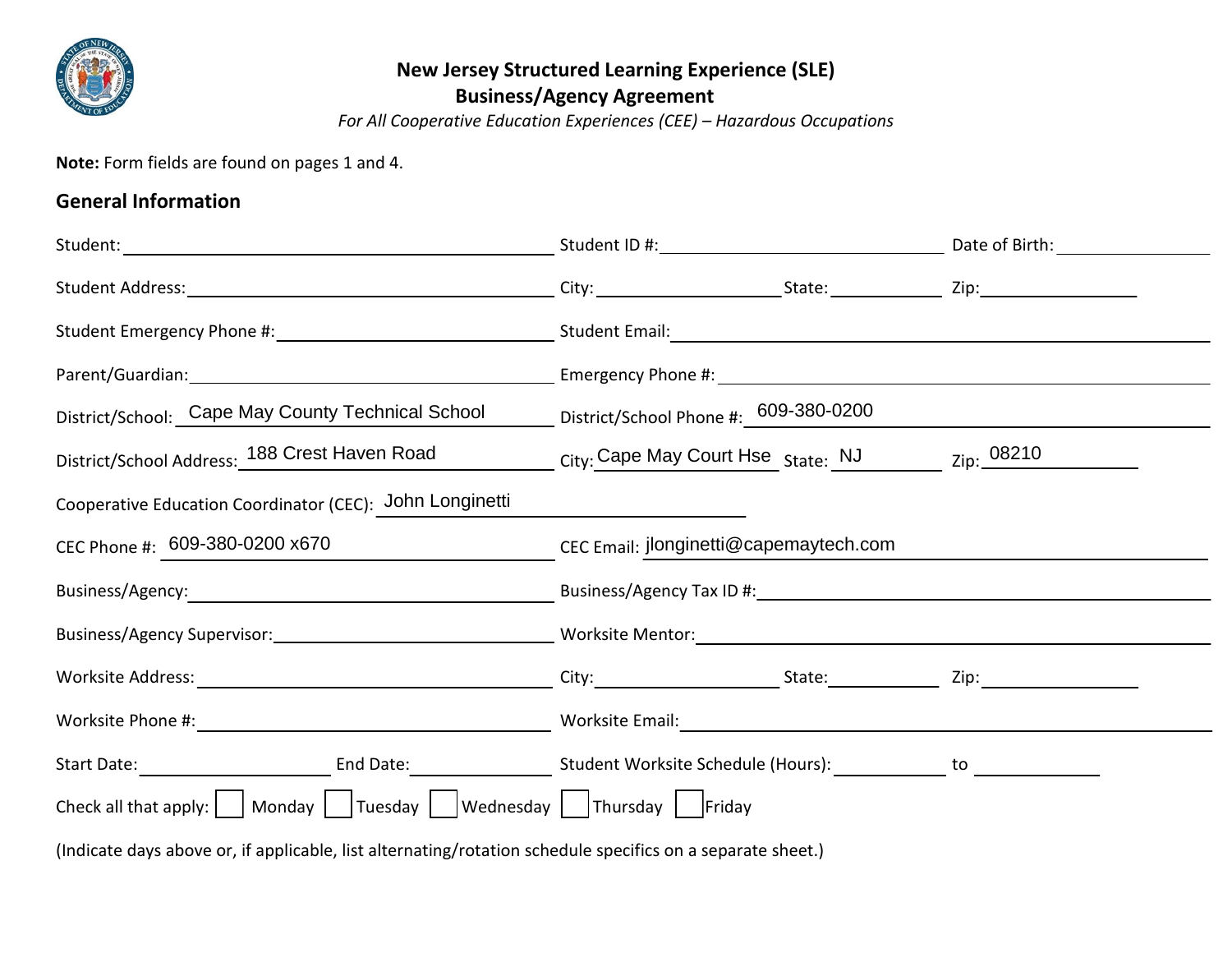# New Jersey Structured Learning Experience (SLE)
## Business/Agency Agreement

*For All Cooperative Education Experiences (CEE) – Hazardous Occupations*

**Note:** Form fields are found on pages 1 and 4.

## General Information

Student: ______________________ Student ID #: ______________________ Date of Birth: ______________

Student Address: ______________________ City: ______________ State: ________ Zip: ____________

Student Emergency Phone #: ______________________ Student Email: ______________________

Parent/Guardian: ______________________ Emergency Phone #: ______________________

District/School: Cape May County Technical School District/School Phone #: 609-380-0200

District/School Address: 188 Crest Haven Road City: Cape May Court Hse State: NJ Zip: 08210

Cooperative Education Coordinator (CEC): John Longinetti

CEC Phone #: 609-380-0200 x670 CEC Email: jlonginetti@capemaytech.com

Business/Agency: ______________________ Business/Agency Tax ID #: ______________________

Business/Agency Supervisor: ______________________ Worksite Mentor: ______________________

Worksite Address: ______________________ City: ______________ State: ________ Zip: ____________

Worksite Phone #: ______________________ Worksite Email: ______________________

Start Date: ______________ End Date: ______________ Student Worksite Schedule (Hours): __________ to __________

Check all that apply: ☐ Monday ☐ Tuesday ☐ Wednesday ☐ Thursday ☐ Friday

(Indicate days above or, if applicable, list alternating/rotation schedule specifics on a separate sheet.)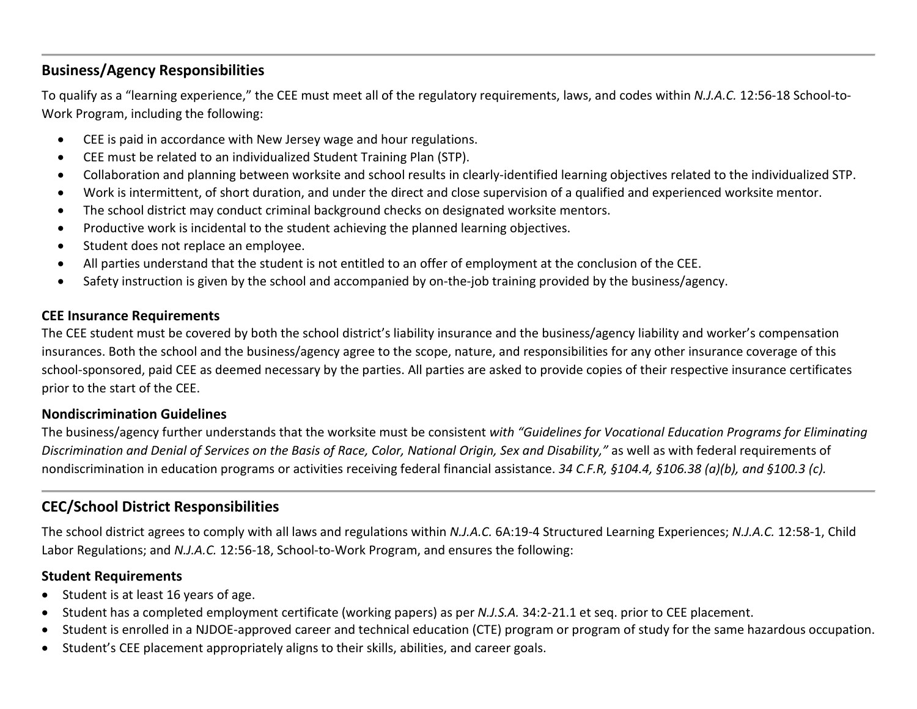## Business/Agency Responsibilities

To qualify as a "learning experience," the CEE must meet all of the regulatory requirements, laws, and codes within *N.J.A.C.* 12:56-18 School-to-Work Program, including the following:

- CEE is paid in accordance with New Jersey wage and hour regulations.
- CEE must be related to an individualized Student Training Plan (STP).
- Collaboration and planning between worksite and school results in clearly-identified learning objectives related to the individualized STP.
- Work is intermittent, of short duration, and under the direct and close supervision of a qualified and experienced worksite mentor.
- The school district may conduct criminal background checks on designated worksite mentors.
- Productive work is incidental to the student achieving the planned learning objectives.
- Student does not replace an employee.
- All parties understand that the student is not entitled to an offer of employment at the conclusion of the CEE.
- Safety instruction is given by the school and accompanied by on-the-job training provided by the business/agency.

### CEE Insurance Requirements

The CEE student must be covered by both the school district's liability insurance and the business/agency liability and worker's compensation insurances. Both the school and the business/agency agree to the scope, nature, and responsibilities for any other insurance coverage of this school-sponsored, paid CEE as deemed necessary by the parties. All parties are asked to provide copies of their respective insurance certificates prior to the start of the CEE.

### Nondiscrimination Guidelines

The business/agency further understands that the worksite must be consistent *with "Guidelines for Vocational Education Programs for Eliminating Discrimination and Denial of Services on the Basis of Race, Color, National Origin, Sex and Disability,"* as well as with federal requirements of nondiscrimination in education programs or activities receiving federal financial assistance. *34 C.F.R, §104.4, §106.38 (a)(b), and §100.3 (c).*

## CEC/School District Responsibilities

The school district agrees to comply with all laws and regulations within *N.J.A.C.* 6A:19-4 Structured Learning Experiences; *N.J.A.C.* 12:58-1, Child Labor Regulations; and *N.J.A.C.* 12:56-18, School-to-Work Program, and ensures the following:

### Student Requirements

- Student is at least 16 years of age.
- Student has a completed employment certificate (working papers) as per *N.J.S.A.* 34:2-21.1 et seq. prior to CEE placement.
- Student is enrolled in a NJDOE-approved career and technical education (CTE) program or program of study for the same hazardous occupation.
- Student's CEE placement appropriately aligns to their skills, abilities, and career goals.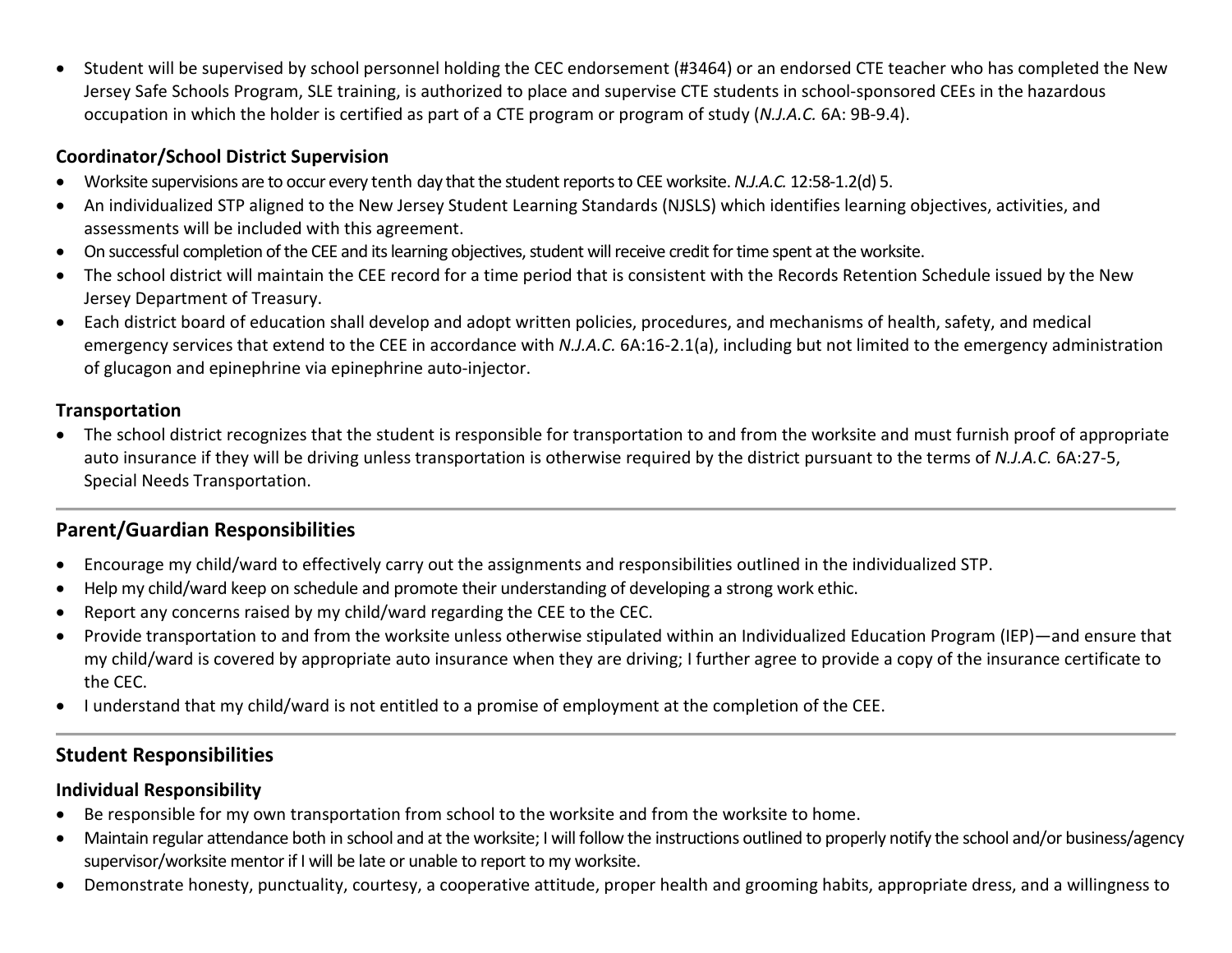- Student will be supervised by school personnel holding the CEC endorsement (#3464) or an endorsed CTE teacher who has completed the New Jersey Safe Schools Program, SLE training, is authorized to place and supervise CTE students in school-sponsored CEEs in the hazardous occupation in which the holder is certified as part of a CTE program or program of study (*N.J.A.C.* 6A: 9B-9.4).

### Coordinator/School District Supervision

- Worksite supervisions are to occur every tenth day that the student reports to CEE worksite. *N.J.A.C.* 12:58-1.2(d) 5.
- An individualized STP aligned to the New Jersey Student Learning Standards (NJSLS) which identifies learning objectives, activities, and assessments will be included with this agreement.
- On successful completion of the CEE and its learning objectives, student will receive credit for time spent at the worksite.
- The school district will maintain the CEE record for a time period that is consistent with the Records Retention Schedule issued by the New Jersey Department of Treasury.
- Each district board of education shall develop and adopt written policies, procedures, and mechanisms of health, safety, and medical emergency services that extend to the CEE in accordance with *N.J.A.C.* 6A:16-2.1(a), including but not limited to the emergency administration of glucagon and epinephrine via epinephrine auto-injector.

### Transportation

- The school district recognizes that the student is responsible for transportation to and from the worksite and must furnish proof of appropriate auto insurance if they will be driving unless transportation is otherwise required by the district pursuant to the terms of *N.J.A.C.* 6A:27-5, Special Needs Transportation.

## Parent/Guardian Responsibilities

- Encourage my child/ward to effectively carry out the assignments and responsibilities outlined in the individualized STP.
- Help my child/ward keep on schedule and promote their understanding of developing a strong work ethic.
- Report any concerns raised by my child/ward regarding the CEE to the CEC.
- Provide transportation to and from the worksite unless otherwise stipulated within an Individualized Education Program (IEP)—and ensure that my child/ward is covered by appropriate auto insurance when they are driving; I further agree to provide a copy of the insurance certificate to the CEC.
- I understand that my child/ward is not entitled to a promise of employment at the completion of the CEE.

## Student Responsibilities

### Individual Responsibility

- Be responsible for my own transportation from school to the worksite and from the worksite to home.
- Maintain regular attendance both in school and at the worksite; I will follow the instructions outlined to properly notify the school and/or business/agency supervisor/worksite mentor if I will be late or unable to report to my worksite.
- Demonstrate honesty, punctuality, courtesy, a cooperative attitude, proper health and grooming habits, appropriate dress, and a willingness to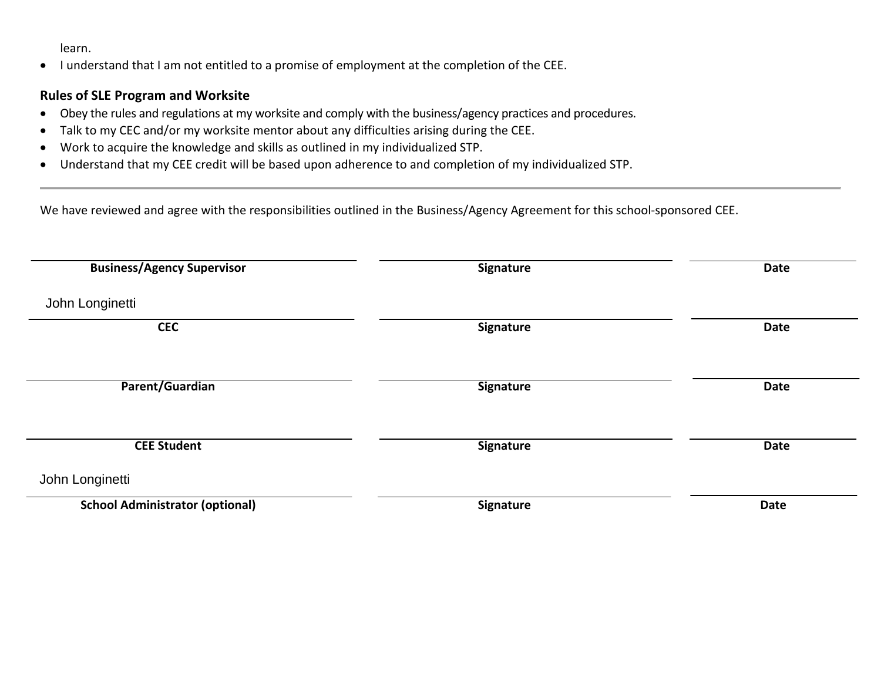learn.

- I understand that I am not entitled to a promise of employment at the completion of the CEE.

**Rules of SLE Program and Worksite**

- Obey the rules and regulations at my worksite and comply with the business/agency practices and procedures.
- Talk to my CEC and/or my worksite mentor about any difficulties arising during the CEE.
- Work to acquire the knowledge and skills as outlined in my individualized STP.
- Understand that my CEE credit will be based upon adherence to and completion of my individualized STP.

---

We have reviewed and agree with the responsibilities outlined in the Business/Agency Agreement for this school-sponsored CEE.

| | | |
|---|---|---|
| **Business/Agency Supervisor** | **Signature** | **Date** |
| John Longinetti | | |
| **CEC** | **Signature** | **Date** |
| | | |
| **Parent/Guardian** | **Signature** | **Date** |
| | | |
| **CEE Student** | **Signature** | **Date** |
| John Longinetti | | |
| **School Administrator (optional)** | **Signature** | **Date** |